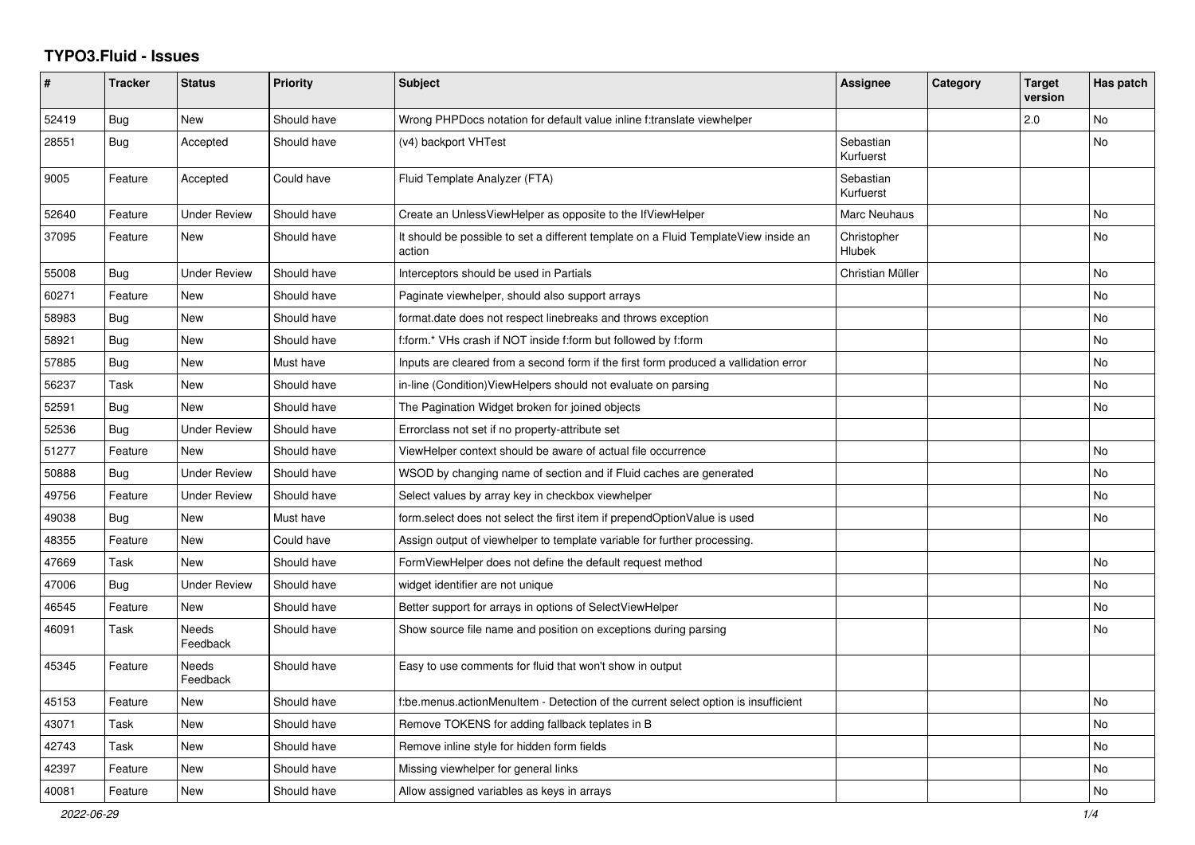# TYPO3.Fluid - Issues

| # | Tracker | Status | Priority | Subject | Assignee | Category | Target version | Has patch |
|---|---|---|---|---|---|---|---|---|
| 52419 | Bug | New | Should have | Wrong PHPDocs notation for default value inline f:translate viewhelper | | | 2.0 | No |
| 28551 | Bug | Accepted | Should have | (v4) backport VHTest | Sebastian Kurfuerst | | | No |
| 9005 | Feature | Accepted | Could have | Fluid Template Analyzer (FTA) | Sebastian Kurfuerst | | | |
| 52640 | Feature | Under Review | Should have | Create an UnlessViewHelper as opposite to the IfViewHelper | Marc Neuhaus | | | No |
| 37095 | Feature | New | Should have | It should be possible to set a different template on a Fluid TemplateView inside an action | Christopher Hlubek | | | No |
| 55008 | Bug | Under Review | Should have | Interceptors should be used in Partials | Christian Müller | | | No |
| 60271 | Feature | New | Should have | Paginate viewhelper, should also support arrays | | | | No |
| 58983 | Bug | New | Should have | format.date does not respect linebreaks and throws exception | | | | No |
| 58921 | Bug | New | Should have | f:form.* VHs crash if NOT inside f:form but followed by f:form | | | | No |
| 57885 | Bug | New | Must have | Inputs are cleared from a second form if the first form produced a vallidation error | | | | No |
| 56237 | Task | New | Should have | in-line (Condition)ViewHelpers should not evaluate on parsing | | | | No |
| 52591 | Bug | New | Should have | The Pagination Widget broken for joined objects | | | | No |
| 52536 | Bug | Under Review | Should have | Errorclass not set if no property-attribute set | | | | |
| 51277 | Feature | New | Should have | ViewHelper context should be aware of actual file occurrence | | | | No |
| 50888 | Bug | Under Review | Should have | WSOD by changing name of section and if Fluid caches are generated | | | | No |
| 49756 | Feature | Under Review | Should have | Select values by array key in checkbox viewhelper | | | | No |
| 49038 | Bug | New | Must have | form.select does not select the first item if prependOptionValue is used | | | | No |
| 48355 | Feature | New | Could have | Assign output of viewhelper to template variable for further processing. | | | | |
| 47669 | Task | New | Should have | FormViewHelper does not define the default request method | | | | No |
| 47006 | Bug | Under Review | Should have | widget identifier are not unique | | | | No |
| 46545 | Feature | New | Should have | Better support for arrays in options of SelectViewHelper | | | | No |
| 46091 | Task | Needs Feedback | Should have | Show source file name and position on exceptions during parsing | | | | No |
| 45345 | Feature | Needs Feedback | Should have | Easy to use comments for fluid that won't show in output | | | | |
| 45153 | Feature | New | Should have | f:be.menus.actionMenuItem - Detection of the current select option is insufficient | | | | No |
| 43071 | Task | New | Should have | Remove TOKENS for adding fallback teplates in B | | | | No |
| 42743 | Task | New | Should have | Remove inline style for hidden form fields | | | | No |
| 42397 | Feature | New | Should have | Missing viewhelper for general links | | | | No |
| 40081 | Feature | New | Should have | Allow assigned variables as keys in arrays | | | | No |

2022-06-29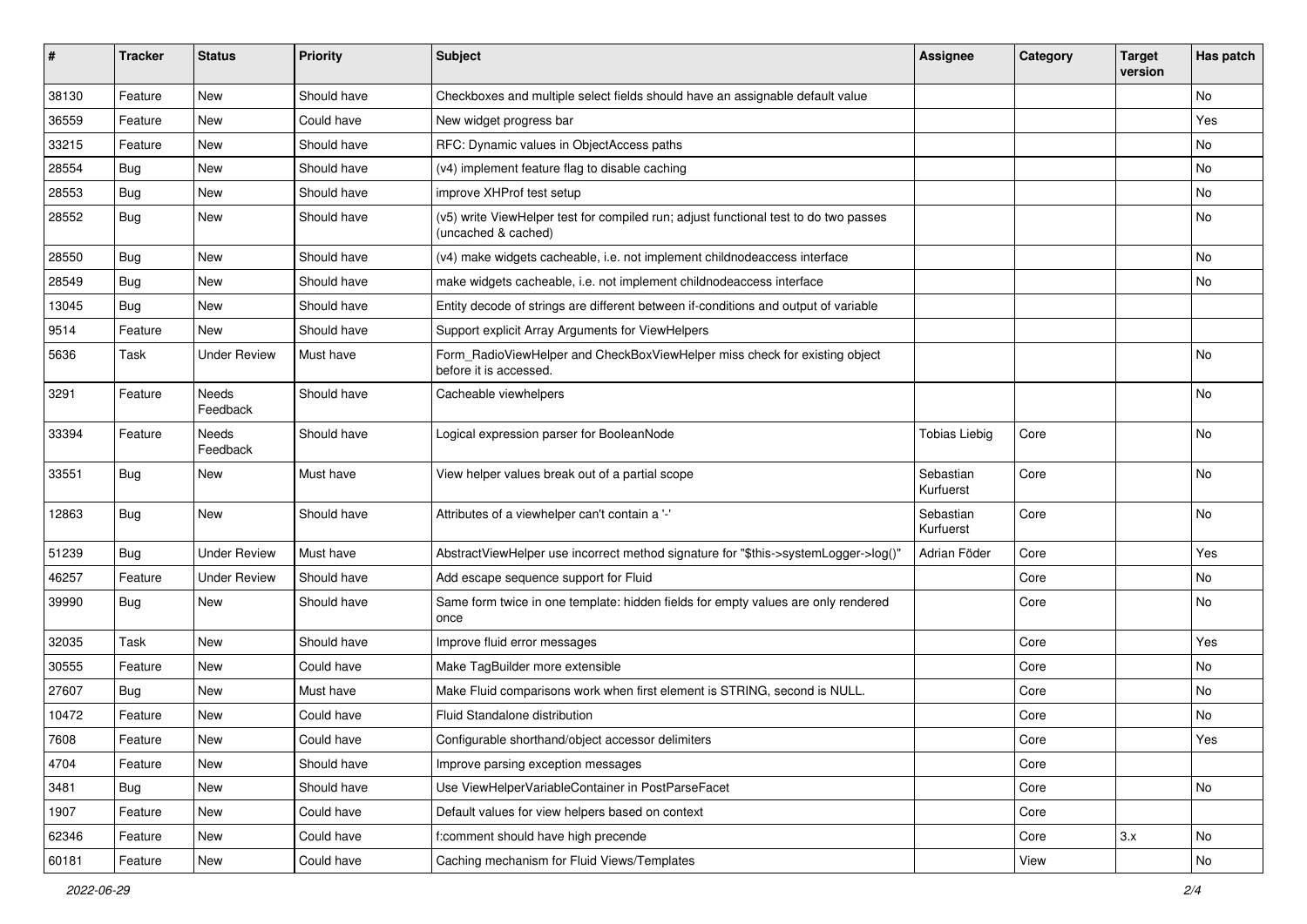| # | Tracker | Status | Priority | Subject | Assignee | Category | Target version | Has patch |
|---|---|---|---|---|---|---|---|---|
| 38130 | Feature | New | Should have | Checkboxes and multiple select fields should have an assignable default value | | | | No |
| 36559 | Feature | New | Could have | New widget progress bar | | | | Yes |
| 33215 | Feature | New | Should have | RFC: Dynamic values in ObjectAccess paths | | | | No |
| 28554 | Bug | New | Should have | (v4) implement feature flag to disable caching | | | | No |
| 28553 | Bug | New | Should have | improve XHProf test setup | | | | No |
| 28552 | Bug | New | Should have | (v5) write ViewHelper test for compiled run; adjust functional test to do two passes (uncached & cached) | | | | No |
| 28550 | Bug | New | Should have | (v4) make widgets cacheable, i.e. not implement childnodeaccess interface | | | | No |
| 28549 | Bug | New | Should have | make widgets cacheable, i.e. not implement childnodeaccess interface | | | | No |
| 13045 | Bug | New | Should have | Entity decode of strings are different between if-conditions and output of variable | | | | |
| 9514 | Feature | New | Should have | Support explicit Array Arguments for ViewHelpers | | | | |
| 5636 | Task | Under Review | Must have | Form_RadioViewHelper and CheckBoxViewHelper miss check for existing object before it is accessed. | | | | No |
| 3291 | Feature | Needs Feedback | Should have | Cacheable viewhelpers | | | | No |
| 33394 | Feature | Needs Feedback | Should have | Logical expression parser for BooleanNode | Tobias Liebig | Core | | No |
| 33551 | Bug | New | Must have | View helper values break out of a partial scope | Sebastian Kurfuerst | Core | | No |
| 12863 | Bug | New | Should have | Attributes of a viewhelper can't contain a '-' | Sebastian Kurfuerst | Core | | No |
| 51239 | Bug | Under Review | Must have | AbstractViewHelper use incorrect method signature for "$this->systemLogger->log()" | Adrian Föder | Core | | Yes |
| 46257 | Feature | Under Review | Should have | Add escape sequence support for Fluid | | Core | | No |
| 39990 | Bug | New | Should have | Same form twice in one template: hidden fields for empty values are only rendered once | | Core | | No |
| 32035 | Task | New | Should have | Improve fluid error messages | | Core | | Yes |
| 30555 | Feature | New | Could have | Make TagBuilder more extensible | | Core | | No |
| 27607 | Bug | New | Must have | Make Fluid comparisons work when first element is STRING, second is NULL. | | Core | | No |
| 10472 | Feature | New | Could have | Fluid Standalone distribution | | Core | | No |
| 7608 | Feature | New | Could have | Configurable shorthand/object accessor delimiters | | Core | | Yes |
| 4704 | Feature | New | Should have | Improve parsing exception messages | | Core | | |
| 3481 | Bug | New | Should have | Use ViewHelperVariableContainer in PostParseFacet | | Core | | No |
| 1907 | Feature | New | Could have | Default values for view helpers based on context | | Core | | |
| 62346 | Feature | New | Could have | f:comment should have high precende | | Core | 3.x | No |
| 60181 | Feature | New | Could have | Caching mechanism for Fluid Views/Templates | | View | | No |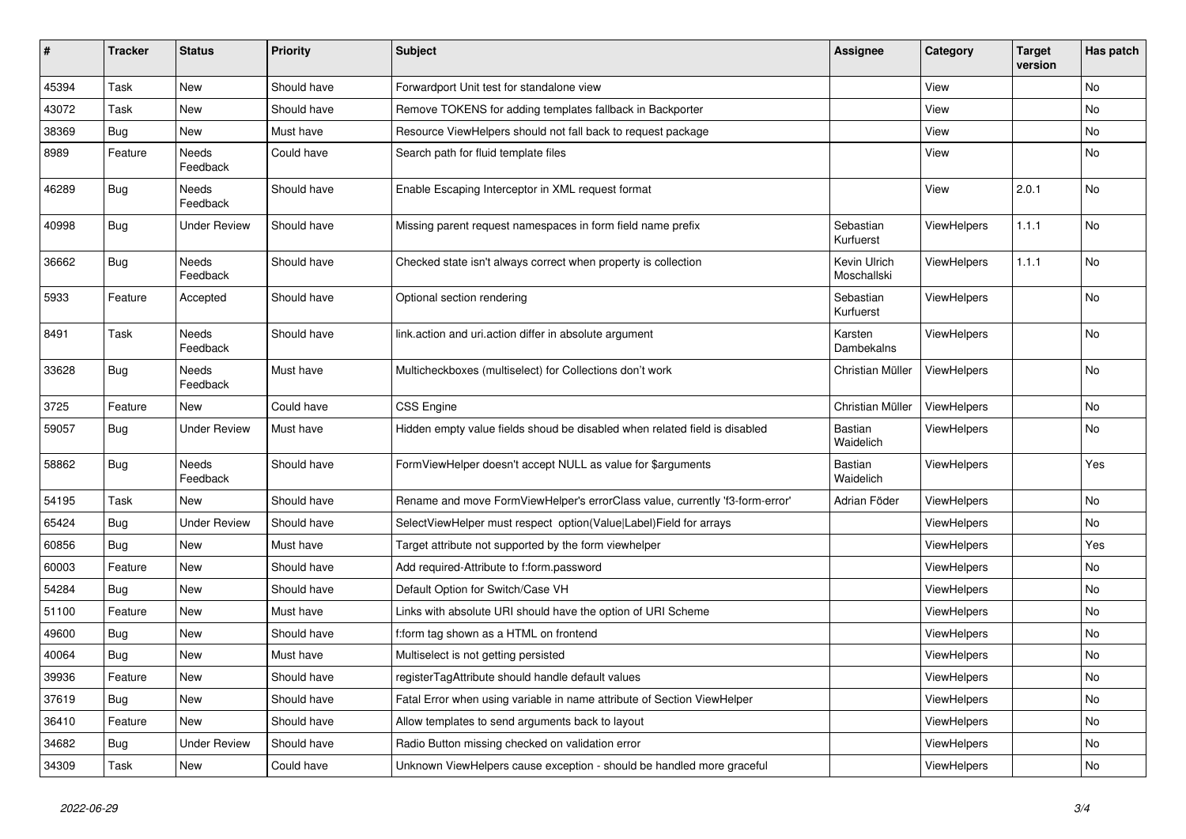| # | Tracker | Status | Priority | Subject | Assignee | Category | Target version | Has patch |
|---|---|---|---|---|---|---|---|---|
| 45394 | Task | New | Should have | Forwardport Unit test for standalone view | | View | | No |
| 43072 | Task | New | Should have | Remove TOKENS for adding templates fallback in Backporter | | View | | No |
| 38369 | Bug | New | Must have | Resource ViewHelpers should not fall back to request package | | View | | No |
| 8989 | Feature | Needs Feedback | Could have | Search path for fluid template files | | View | | No |
| 46289 | Bug | Needs Feedback | Should have | Enable Escaping Interceptor in XML request format | | View | 2.0.1 | No |
| 40998 | Bug | Under Review | Should have | Missing parent request namespaces in form field name prefix | Sebastian Kurfuerst | ViewHelpers | 1.1.1 | No |
| 36662 | Bug | Needs Feedback | Should have | Checked state isn't always correct when property is collection | Kevin Ulrich Moschallski | ViewHelpers | 1.1.1 | No |
| 5933 | Feature | Accepted | Should have | Optional section rendering | Sebastian Kurfuerst | ViewHelpers | | No |
| 8491 | Task | Needs Feedback | Should have | link.action and uri.action differ in absolute argument | Karsten Dambekalns | ViewHelpers | | No |
| 33628 | Bug | Needs Feedback | Must have | Multicheckboxes (multiselect) for Collections don't work | Christian Müller | ViewHelpers | | No |
| 3725 | Feature | New | Could have | CSS Engine | Christian Müller | ViewHelpers | | No |
| 59057 | Bug | Under Review | Must have | Hidden empty value fields shoud be disabled when related field is disabled | Bastian Waidelich | ViewHelpers | | No |
| 58862 | Bug | Needs Feedback | Should have | FormViewHelper doesn't accept NULL as value for $arguments | Bastian Waidelich | ViewHelpers | | Yes |
| 54195 | Task | New | Should have | Rename and move FormViewHelper's errorClass value, currently 'f3-form-error' | Adrian Föder | ViewHelpers | | No |
| 65424 | Bug | Under Review | Should have | SelectViewHelper must respect option(Value\|Label)Field for arrays | | ViewHelpers | | No |
| 60856 | Bug | New | Must have | Target attribute not supported by the form viewhelper | | ViewHelpers | | Yes |
| 60003 | Feature | New | Should have | Add required-Attribute to f:form.password | | ViewHelpers | | No |
| 54284 | Bug | New | Should have | Default Option for Switch/Case VH | | ViewHelpers | | No |
| 51100 | Feature | New | Must have | Links with absolute URI should have the option of URI Scheme | | ViewHelpers | | No |
| 49600 | Bug | New | Should have | f:form tag shown as a HTML on frontend | | ViewHelpers | | No |
| 40064 | Bug | New | Must have | Multiselect is not getting persisted | | ViewHelpers | | No |
| 39936 | Feature | New | Should have | registerTagAttribute should handle default values | | ViewHelpers | | No |
| 37619 | Bug | New | Should have | Fatal Error when using variable in name attribute of Section ViewHelper | | ViewHelpers | | No |
| 36410 | Feature | New | Should have | Allow templates to send arguments back to layout | | ViewHelpers | | No |
| 34682 | Bug | Under Review | Should have | Radio Button missing checked on validation error | | ViewHelpers | | No |
| 34309 | Task | New | Could have | Unknown ViewHelpers cause exception - should be handled more graceful | | ViewHelpers | | No |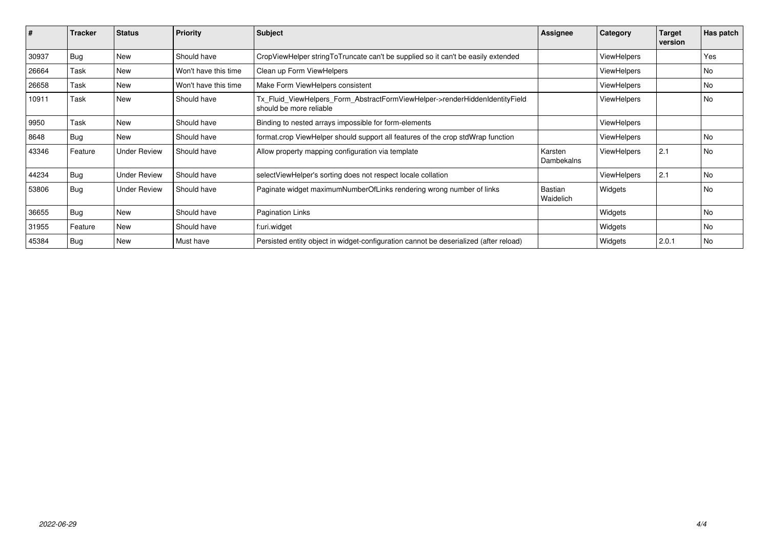| # | Tracker | Status | Priority | Subject | Assignee | Category | Target version | Has patch |
|---|---|---|---|---|---|---|---|---|
| 30937 | Bug | New | Should have | CropViewHelper stringToTruncate can't be supplied so it can't be easily extended | | ViewHelpers | | Yes |
| 26664 | Task | New | Won't have this time | Clean up Form ViewHelpers | | ViewHelpers | | No |
| 26658 | Task | New | Won't have this time | Make Form ViewHelpers consistent | | ViewHelpers | | No |
| 10911 | Task | New | Should have | Tx_Fluid_ViewHelpers_Form_AbstractFormViewHelper->renderHiddenIdentityField should be more reliable | | ViewHelpers | | No |
| 9950 | Task | New | Should have | Binding to nested arrays impossible for form-elements | | ViewHelpers | | |
| 8648 | Bug | New | Should have | format.crop ViewHelper should support all features of the crop stdWrap function | | ViewHelpers | | No |
| 43346 | Feature | Under Review | Should have | Allow property mapping configuration via template | Karsten Dambekalns | ViewHelpers | 2.1 | No |
| 44234 | Bug | Under Review | Should have | selectViewHelper's sorting does not respect locale collation | | ViewHelpers | 2.1 | No |
| 53806 | Bug | Under Review | Should have | Paginate widget maximumNumberOfLinks rendering wrong number of links | Bastian Waidelich | Widgets | | No |
| 36655 | Bug | New | Should have | Pagination Links | | Widgets | | No |
| 31955 | Feature | New | Should have | f:uri.widget | | Widgets | | No |
| 45384 | Bug | New | Must have | Persisted entity object in widget-configuration cannot be deserialized (after reload) | | Widgets | 2.0.1 | No |

2022-06-29